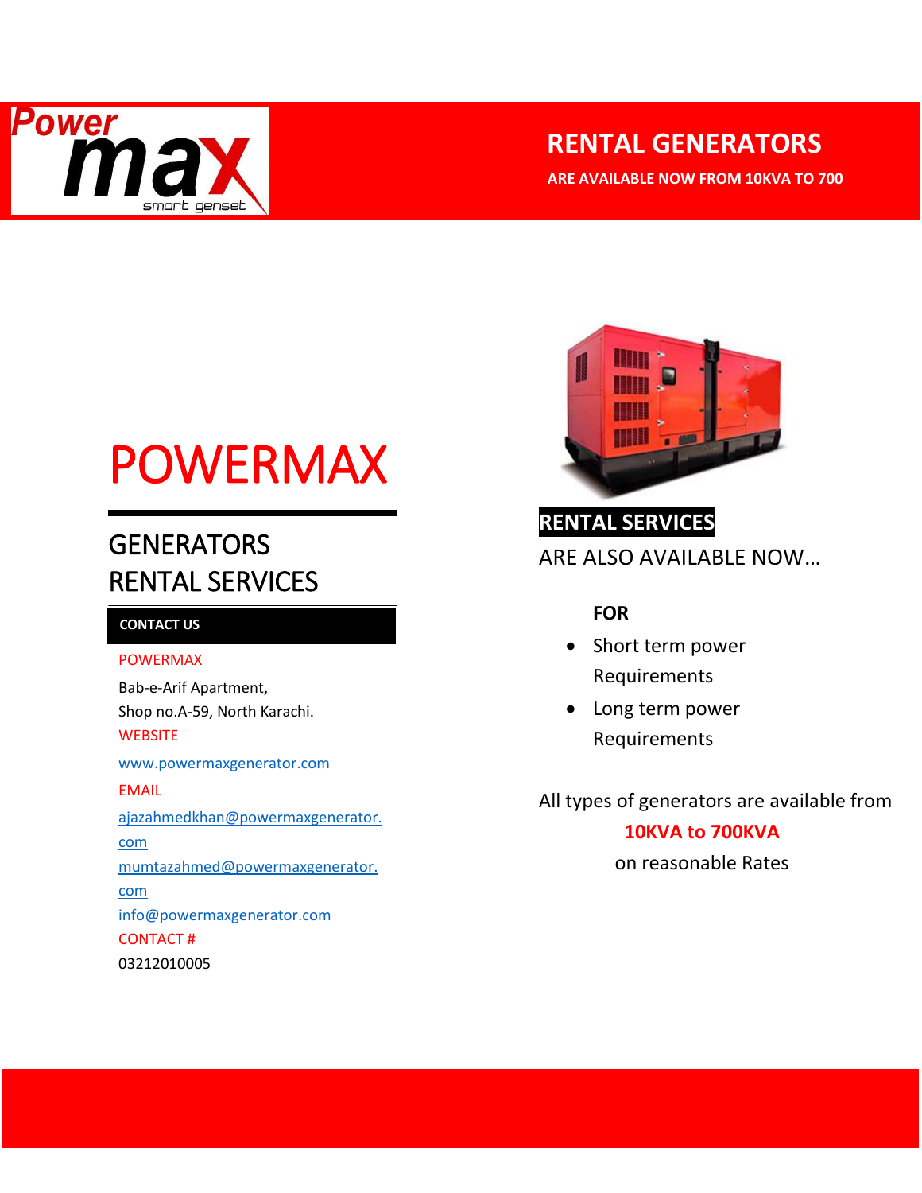Power max smart genset

# RENTAL GENERATORS

**ARE AVAILABLE NOW FROM 10KVA TO 700**

# POWERMAX

## GENERATORS RENTAL SERVICES

**CONTACT US**

POWERMAX

Bab-e-Arif Apartment,
Shop no.A-59, North Karachi.

WEBSITE

www.powermaxgenerator.com

EMAIL

ajazahmedkhan@powermaxgenerator.com

mumtazahmed@powermaxgenerator.com

info@powermaxgenerator.com

CONTACT #

03212010005

**RENTAL SERVICES**

ARE ALSO AVAILABLE NOW…

**FOR**

- Short term power Requirements
- Long term power Requirements

All types of generators are available from

**10KVA to 700KVA**

on reasonable Rates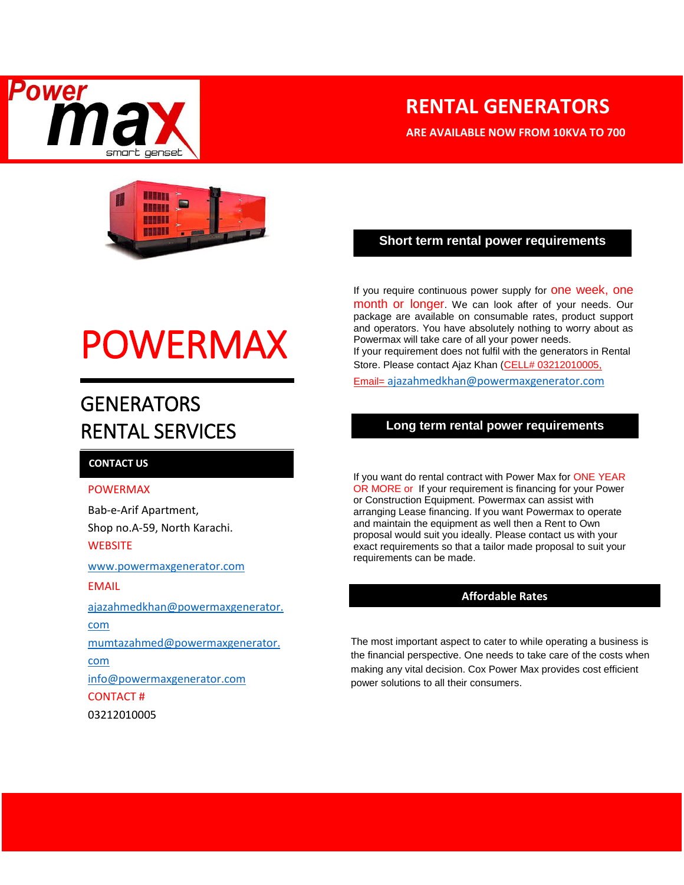Power max smart genset

# RENTAL GENERATORS

**ARE AVAILABLE NOW FROM 10KVA TO 700**

# POWERMAX

## GENERATORS RENTAL SERVICES

**CONTACT US**

POWERMAX

Bab-e-Arif Apartment,
Shop no.A-59, North Karachi.

WEBSITE

www.powermaxgenerator.com

EMAIL

ajazahmedkhan@powermaxgenerator.com

mumtazahmed@powermaxgenerator.com

info@powermaxgenerator.com

CONTACT #

03212010005

## Short term rental power requirements

If you require continuous power supply for one week, one month or longer. We can look after of your needs. Our package are available on consumable rates, product support and operators. You have absolutely nothing to worry about as Powermax will take care of all your power needs.
If your requirement does not fulfil with the generators in Rental Store. Please contact Ajaz Khan (CELL# 03212010005,
Email= ajazahmedkhan@powermaxgenerator.com

## Long term rental power requirements

If you want do rental contract with Power Max for ONE YEAR OR MORE or If your requirement is financing for your Power or Construction Equipment. Powermax can assist with arranging Lease financing. If you want Powermax to operate and maintain the equipment as well then a Rent to Own proposal would suit you ideally. Please contact us with your exact requirements so that a tailor made proposal to suit your requirements can be made.

## Affordable Rates

The most important aspect to cater to while operating a business is the financial perspective. One needs to take care of the costs when making any vital decision. Cox Power Max provides cost efficient power solutions to all their consumers.